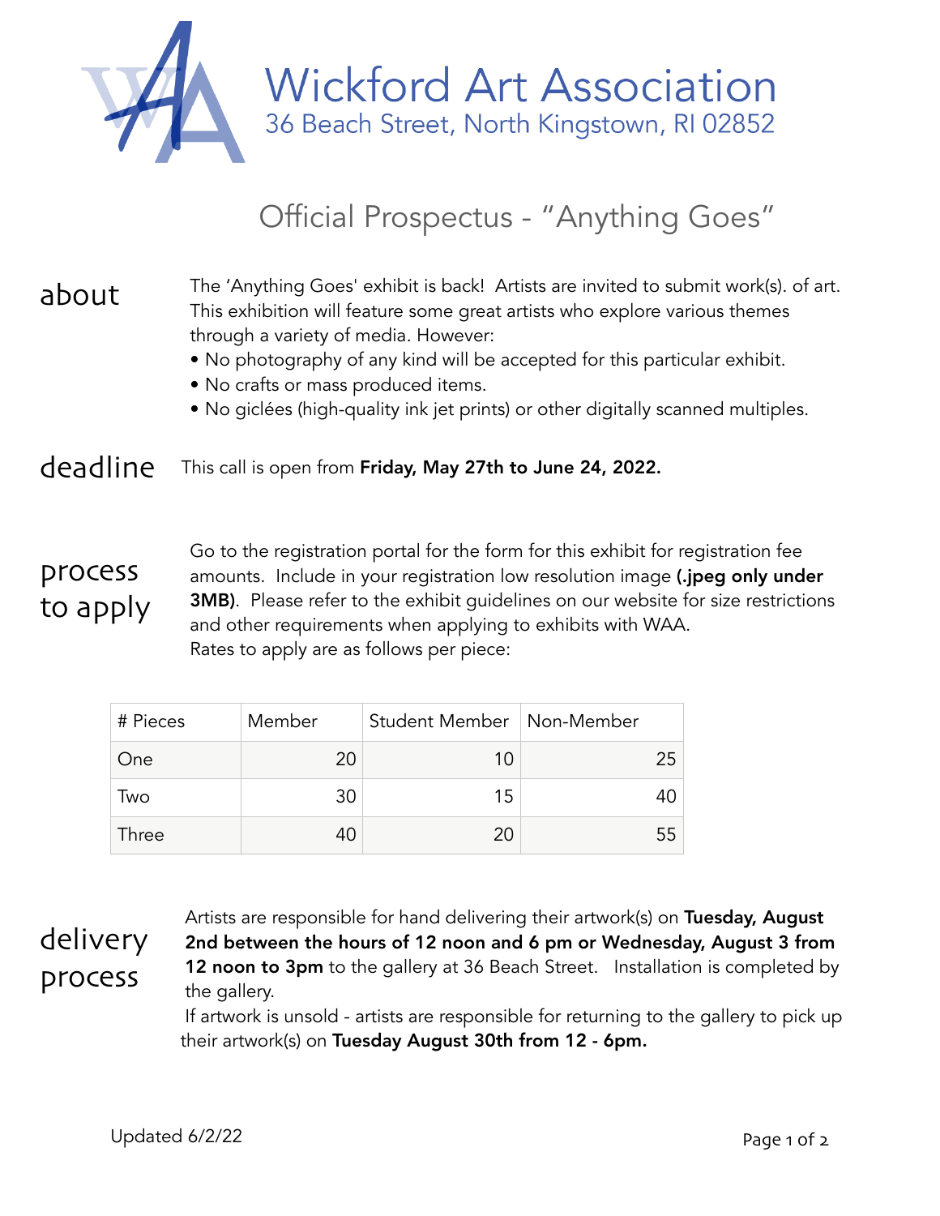# Wickford Art Association

36 Beach Street, North Kingstown, RI 02852

## Official Prospectus - "Anything Goes"

### about

The 'Anything Goes' exhibit is back! Artists are invited to submit work(s). of art. This exhibition will feature some great artists who explore various themes through a variety of media. However:

- No photography of any kind will be accepted for this particular exhibit.
- No crafts or mass produced items.
- No giclées (high-quality ink jet prints) or other digitally scanned multiples.

### deadline

This call is open from **Friday, May 27th to June 24, 2022.**

### process to apply

Go to the registration portal for the form for this exhibit for registration fee amounts. Include in your registration low resolution image **(.jpeg only under 3MB)**. Please refer to the exhibit guidelines on our website for size restrictions and other requirements when applying to exhibits with WAA.

Rates to apply are as follows per piece:

| # Pieces | Member | Student Member | Non-Member |
|---|---|---|---|
| One | 20 | 10 | 25 |
| Two | 30 | 15 | 40 |
| Three | 40 | 20 | 55 |

### delivery process

Artists are responsible for hand delivering their artwork(s) on **Tuesday, August 2nd between the hours of 12 noon and 6 pm or Wednesday, August 3 from 12 noon to 3pm** to the gallery at 36 Beach Street. Installation is completed by the gallery.

If artwork is unsold - artists are responsible for returning to the gallery to pick up their artwork(s) on **Tuesday August 30th from 12 - 6pm.**

Updated 6/2/22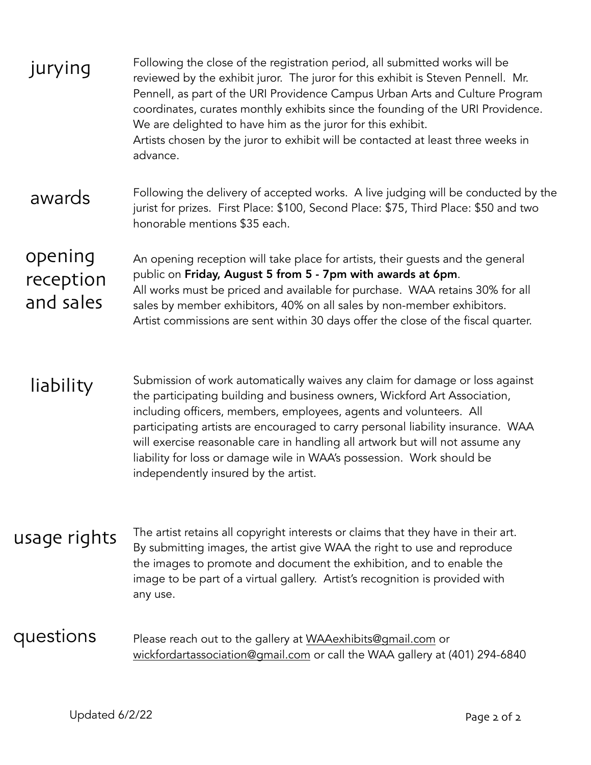## jurying

Following the close of the registration period, all submitted works will be reviewed by the exhibit juror. The juror for this exhibit is Steven Pennell. Mr. Pennell, as part of the URI Providence Campus Urban Arts and Culture Program coordinates, curates monthly exhibits since the founding of the URI Providence. We are delighted to have him as the juror for this exhibit.
Artists chosen by the juror to exhibit will be contacted at least three weeks in advance.

## awards

Following the delivery of accepted works. A live judging will be conducted by the jurist for prizes. First Place: $100, Second Place: $75, Third Place: $50 and two honorable mentions $35 each.

## opening reception and sales

An opening reception will take place for artists, their guests and the general public on **Friday, August 5 from 5 - 7pm with awards at 6pm**.
All works must be priced and available for purchase. WAA retains 30% for all sales by member exhibitors, 40% on all sales by non-member exhibitors.
Artist commissions are sent within 30 days offer the close of the fiscal quarter.

## liability

Submission of work automatically waives any claim for damage or loss against the participating building and business owners, Wickford Art Association, including officers, members, employees, agents and volunteers. All participating artists are encouraged to carry personal liability insurance. WAA will exercise reasonable care in handling all artwork but will not assume any liability for loss or damage wile in WAA's possession. Work should be independently insured by the artist.

## usage rights

The artist retains all copyright interests or claims that they have in their art. By submitting images, the artist give WAA the right to use and reproduce the images to promote and document the exhibition, and to enable the image to be part of a virtual gallery. Artist's recognition is provided with any use.

## questions

Please reach out to the gallery at WAAexhibits@gmail.com or wickfordartassociation@gmail.com or call the WAA gallery at (401) 294-6840

Updated 6/2/22